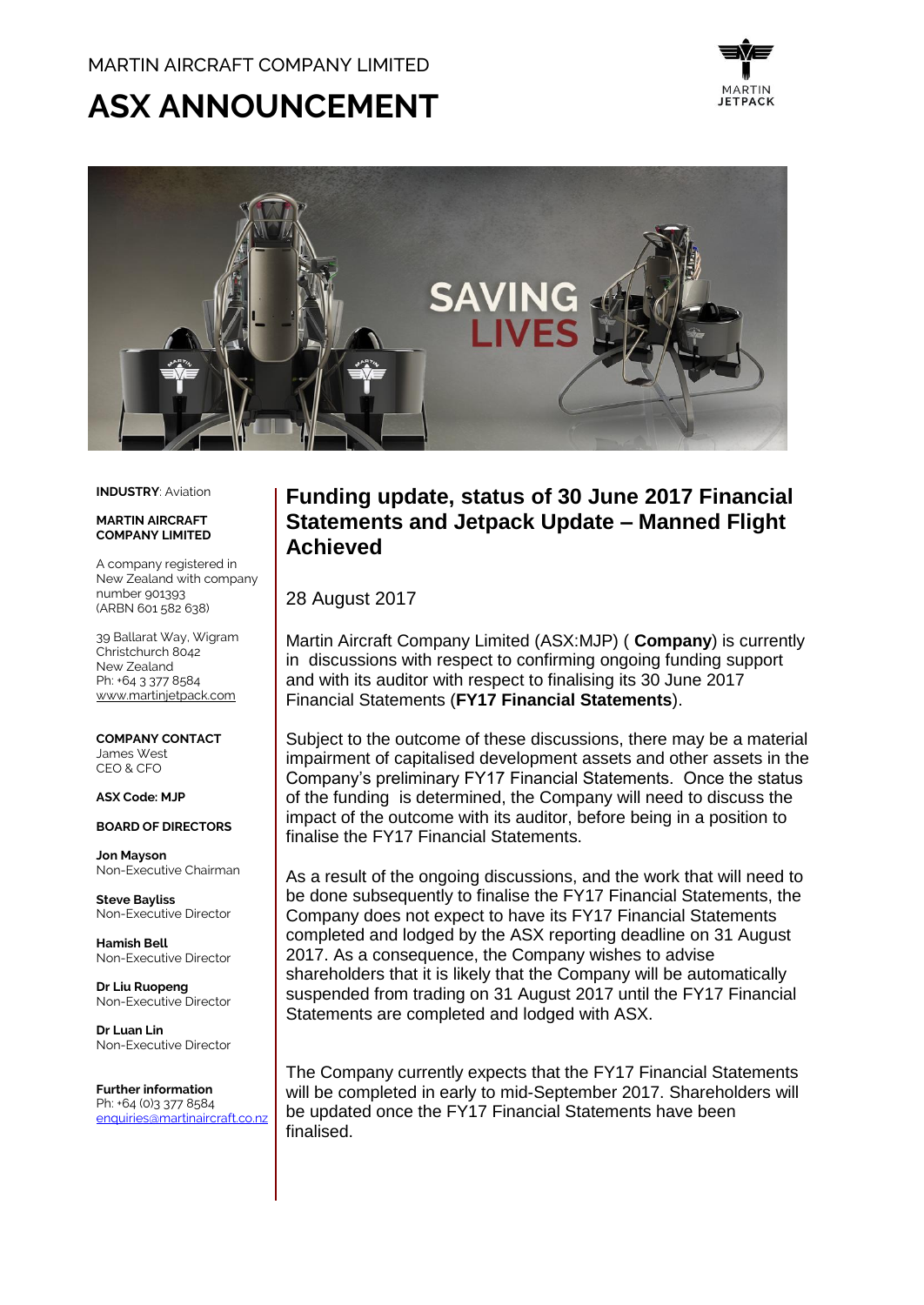MARTIN AIRCRAFT COMPANY LIMITED

# ASX ANNOUNCEMENT

**INDUSTRY**: Aviation

**MARTIN AIRCRAFT COMPANY LIMITED**

A company registered in New Zealand with company number 901393 (ARBN 601 582 638)

39 Ballarat Way, Wigram
Christchurch 8042
New Zealand
Ph: +64 3 377 8584
www.martinjetpack.com

**COMPANY CONTACT**
James West
CEO & CFO

**ASX Code: MJP**

**BOARD OF DIRECTORS**

**Jon Mayson**
Non-Executive Chairman

**Steve Bayliss**
Non-Executive Director

**Hamish Bell**
Non-Executive Director

**Dr Liu Ruopeng**
Non-Executive Director

**Dr Luan Lin**
Non-Executive Director

**Further information**
Ph: +64 (0)3 377 8584
enquiries@martinaircraft.co.nz

## Funding update, status of 30 June 2017 Financial Statements and Jetpack Update – Manned Flight Achieved

28 August 2017

Martin Aircraft Company Limited (ASX:MJP) ( **Company**) is currently in discussions with respect to confirming ongoing funding support and with its auditor with respect to finalising its 30 June 2017 Financial Statements (**FY17 Financial Statements**).

Subject to the outcome of these discussions, there may be a material impairment of capitalised development assets and other assets in the Company's preliminary FY17 Financial Statements. Once the status of the funding is determined, the Company will need to discuss the impact of the outcome with its auditor, before being in a position to finalise the FY17 Financial Statements.

As a result of the ongoing discussions, and the work that will need to be done subsequently to finalise the FY17 Financial Statements, the Company does not expect to have its FY17 Financial Statements completed and lodged by the ASX reporting deadline on 31 August 2017. As a consequence, the Company wishes to advise shareholders that it is likely that the Company will be automatically suspended from trading on 31 August 2017 until the FY17 Financial Statements are completed and lodged with ASX.

The Company currently expects that the FY17 Financial Statements will be completed in early to mid-September 2017. Shareholders will be updated once the FY17 Financial Statements have been finalised.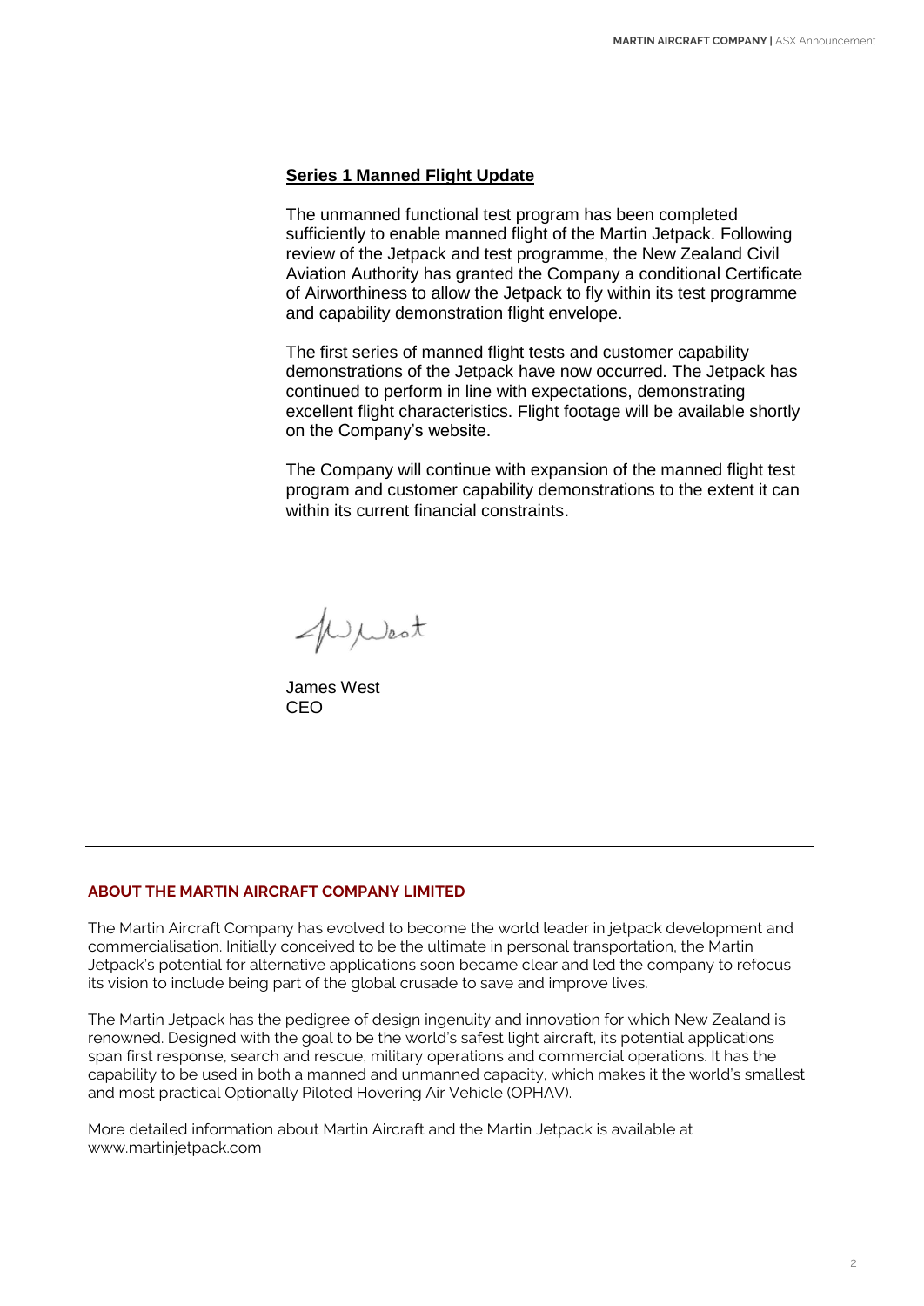## **Series 1 Manned Flight Update**

The unmanned functional test program has been completed sufficiently to enable manned flight of the Martin Jetpack. Following review of the Jetpack and test programme, the New Zealand Civil Aviation Authority has granted the Company a conditional Certificate of Airworthiness to allow the Jetpack to fly within its test programme and capability demonstration flight envelope.

The first series of manned flight tests and customer capability demonstrations of the Jetpack have now occurred. The Jetpack has continued to perform in line with expectations, demonstrating excellent flight characteristics. Flight footage will be available shortly on the Company's website.

The Company will continue with expansion of the manned flight test program and customer capability demonstrations to the extent it can within its current financial constraints.

James West
CEO

---

### ABOUT THE MARTIN AIRCRAFT COMPANY LIMITED

The Martin Aircraft Company has evolved to become the world leader in jetpack development and commercialisation. Initially conceived to be the ultimate in personal transportation, the Martin Jetpack's potential for alternative applications soon became clear and led the company to refocus its vision to include being part of the global crusade to save and improve lives.

The Martin Jetpack has the pedigree of design ingenuity and innovation for which New Zealand is renowned. Designed with the goal to be the world's safest light aircraft, its potential applications span first response, search and rescue, military operations and commercial operations. It has the capability to be used in both a manned and unmanned capacity, which makes it the world's smallest and most practical Optionally Piloted Hovering Air Vehicle (OPHAV).

More detailed information about Martin Aircraft and the Martin Jetpack is available at www.martinjetpack.com